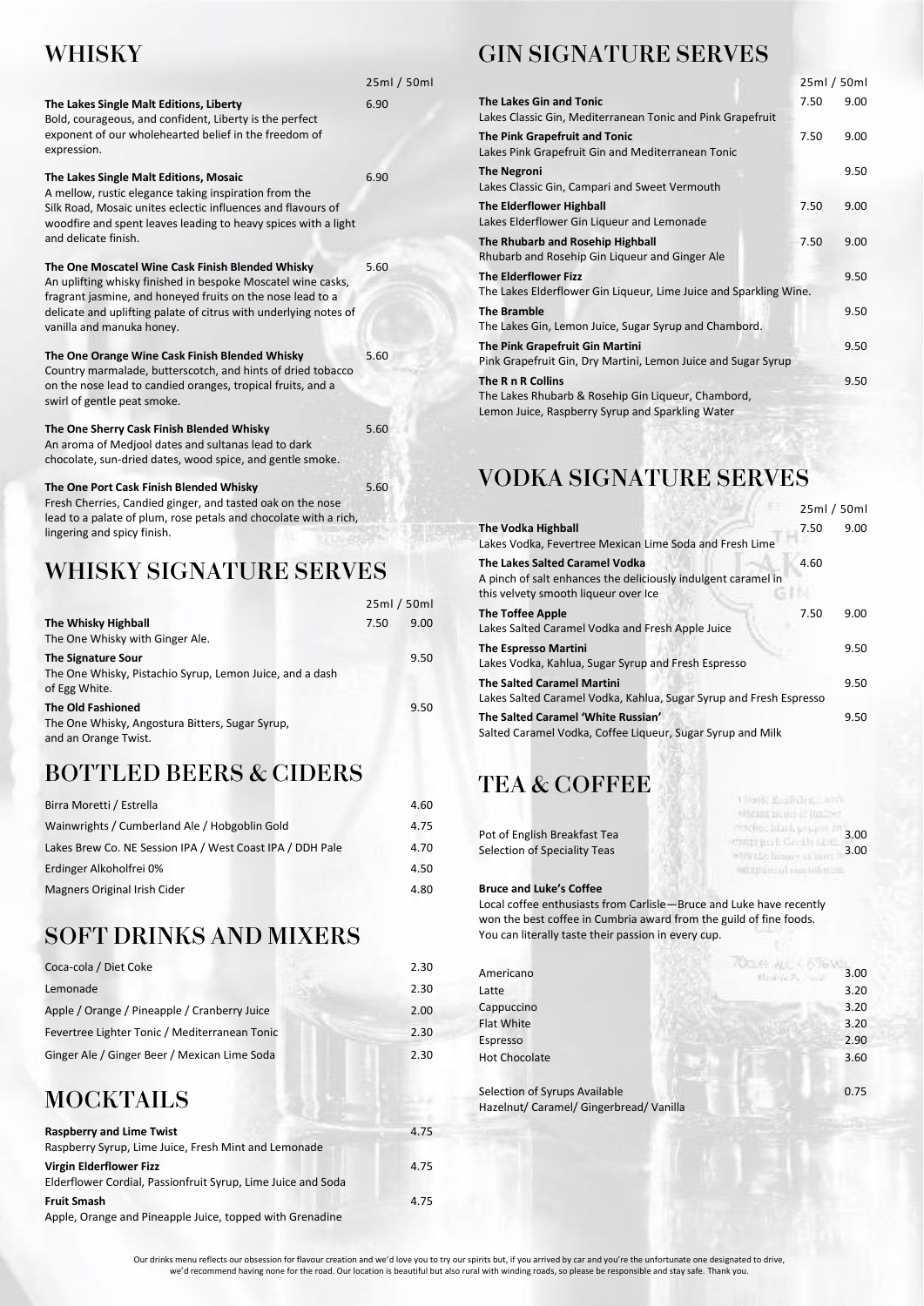## WHISKY

| | 25ml / 50ml |
|---|---|
| **The Lakes Single Malt Editions, Liberty**<br>Bold, courageous, and confident, Liberty is the perfect exponent of our wholehearted belief in the freedom of expression. | 6.90 |
| **The Lakes Single Malt Editions, Mosaic**<br>A mellow, rustic elegance taking inspiration from the Silk Road, Mosaic unites eclectic influences and flavours of woodfire and spent leaves leading to heavy spices with a light and delicate finish. | 6.90 |
| **The One Moscatel Wine Cask Finish Blended Whisky**<br>An uplifting whisky finished in bespoke Moscatel wine casks, fragrant jasmine, and honeyed fruits on the nose lead to a delicate and uplifting palate of citrus with underlying notes of vanilla and manuka honey. | 5.60 |
| **The One Orange Wine Cask Finish Blended Whisky**<br>Country marmalade, butterscotch, and hints of dried tobacco on the nose lead to candied oranges, tropical fruits, and a swirl of gentle peat smoke. | 5.60 |
| **The One Sherry Cask Finish Blended Whisky**<br>An aroma of Medjool dates and sultanas lead to dark chocolate, sun-dried dates, wood spice, and gentle smoke. | 5.60 |
| **The One Port Cask Finish Blended Whisky**<br>Fresh Cherries, Candied ginger, and tasted oak on the nose lead to a palate of plum, rose petals and chocolate with a rich, lingering and spicy finish. | 5.60 |

## WHISKY SIGNATURE SERVES

| | 25ml | 50ml |
|---|---|---|
| **The Whisky Highball**<br>The One Whisky with Ginger Ale. | 7.50 | 9.00 |
| **The Signature Sour**<br>The One Whisky, Pistachio Syrup, Lemon Juice, and a dash of Egg White. | | 9.50 |
| **The Old Fashioned**<br>The One Whisky, Angostura Bitters, Sugar Syrup, and an Orange Twist. | | 9.50 |

## BOTTLED BEERS & CIDERS

| | |
|---|---|
| Birra Moretti / Estrella | 4.60 |
| Wainwrights / Cumberland Ale / Hobgoblin Gold | 4.75 |
| Lakes Brew Co. NE Session IPA / West Coast IPA / DDH Pale | 4.70 |
| Erdinger Alkoholfrei 0% | 4.50 |
| Magners Original Irish Cider | 4.80 |

## SOFT DRINKS AND MIXERS

| | |
|---|---|
| Coca-cola / Diet Coke | 2.30 |
| Lemonade | 2.30 |
| Apple / Orange / Pineapple / Cranberry Juice | 2.00 |
| Fevertree Lighter Tonic / Mediterranean Tonic | 2.30 |
| Ginger Ale / Ginger Beer / Mexican Lime Soda | 2.30 |

## MOCKTAILS

| | |
|---|---|
| **Raspberry and Lime Twist**<br>Raspberry Syrup, Lime Juice, Fresh Mint and Lemonade | 4.75 |
| **Virgin Elderflower Fizz**<br>Elderflower Cordial, Passionfruit Syrup, Lime Juice and Soda | 4.75 |
| **Fruit Smash**<br>Apple, Orange and Pineapple Juice, topped with Grenadine | 4.75 |

## GIN SIGNATURE SERVES

| | 25ml | 50ml |
|---|---|---|
| **The Lakes Gin and Tonic**<br>Lakes Classic Gin, Mediterranean Tonic and Pink Grapefruit | 7.50 | 9.00 |
| **The Pink Grapefruit and Tonic**<br>Lakes Pink Grapefruit Gin and Mediterranean Tonic | 7.50 | 9.00 |
| **The Negroni**<br>Lakes Classic Gin, Campari and Sweet Vermouth | | 9.50 |
| **The Elderflower Highball**<br>Lakes Elderflower Gin Liqueur and Lemonade | 7.50 | 9.00 |
| **The Rhubarb and Rosehip Highball**<br>Rhubarb and Rosehip Gin Liqueur and Ginger Ale | 7.50 | 9.00 |
| **The Elderflower Fizz**<br>The Lakes Elderflower Gin Liqueur, Lime Juice and Sparkling Wine. | | 9.50 |
| **The Bramble**<br>The Lakes Gin, Lemon Juice, Sugar Syrup and Chambord. | | 9.50 |
| **The Pink Grapefruit Gin Martini**<br>Pink Grapefruit Gin, Dry Martini, Lemon Juice and Sugar Syrup | | 9.50 |
| **The R n R Collins**<br>The Lakes Rhubarb & Rosehip Gin Liqueur, Chambord, Lemon Juice, Raspberry Syrup and Sparkling Water | | 9.50 |

## VODKA SIGNATURE SERVES

| | 25ml | 50ml |
|---|---|---|
| **The Vodka Highball**<br>Lakes Vodka, Fevertree Mexican Lime Soda and Fresh Lime | 7.50 | 9.00 |
| **The Lakes Salted Caramel Vodka**<br>A pinch of salt enhances the deliciously indulgent caramel in this velvety smooth liqueur over Ice | 4.60 | |
| **The Toffee Apple**<br>Lakes Salted Caramel Vodka and Fresh Apple Juice | 7.50 | 9.00 |
| **The Espresso Martini**<br>Lakes Vodka, Kahlua, Sugar Syrup and Fresh Espresso | | 9.50 |
| **The Salted Caramel Martini**<br>Lakes Salted Caramel Vodka, Kahlua, Sugar Syrup and Fresh Espresso | | 9.50 |
| **The Salted Caramel 'White Russian'**<br>Salted Caramel Vodka, Coffee Liqueur, Sugar Syrup and Milk | | 9.50 |

## TEA & COFFEE

| | |
|---|---|
| Pot of English Breakfast Tea | 3.00 |
| Selection of Speciality Teas | 3.00 |

**Bruce and Luke's Coffee**

Local coffee enthusiasts from Carlisle—Bruce and Luke have recently won the best coffee in Cumbria award from the guild of fine foods. You can literally taste their passion in every cup.

| | |
|---|---|
| Americano | 3.00 |
| Latte | 3.20 |
| Cappuccino | 3.20 |
| Flat White | 3.20 |
| Espresso | 2.90 |
| Hot Chocolate | 3.60 |
| Selection of Syrups Available<br>Hazelnut/ Caramel/ Gingerbread/ Vanilla | 0.75 |

Our drinks menu reflects our obsession for flavour creation and we'd love you to try our spirits but, if you arrived by car and you're the unfortunate one designated to drive, we'd recommend having none for the road. Our location is beautiful but also rural with winding roads, so please be responsible and stay safe. Thank you.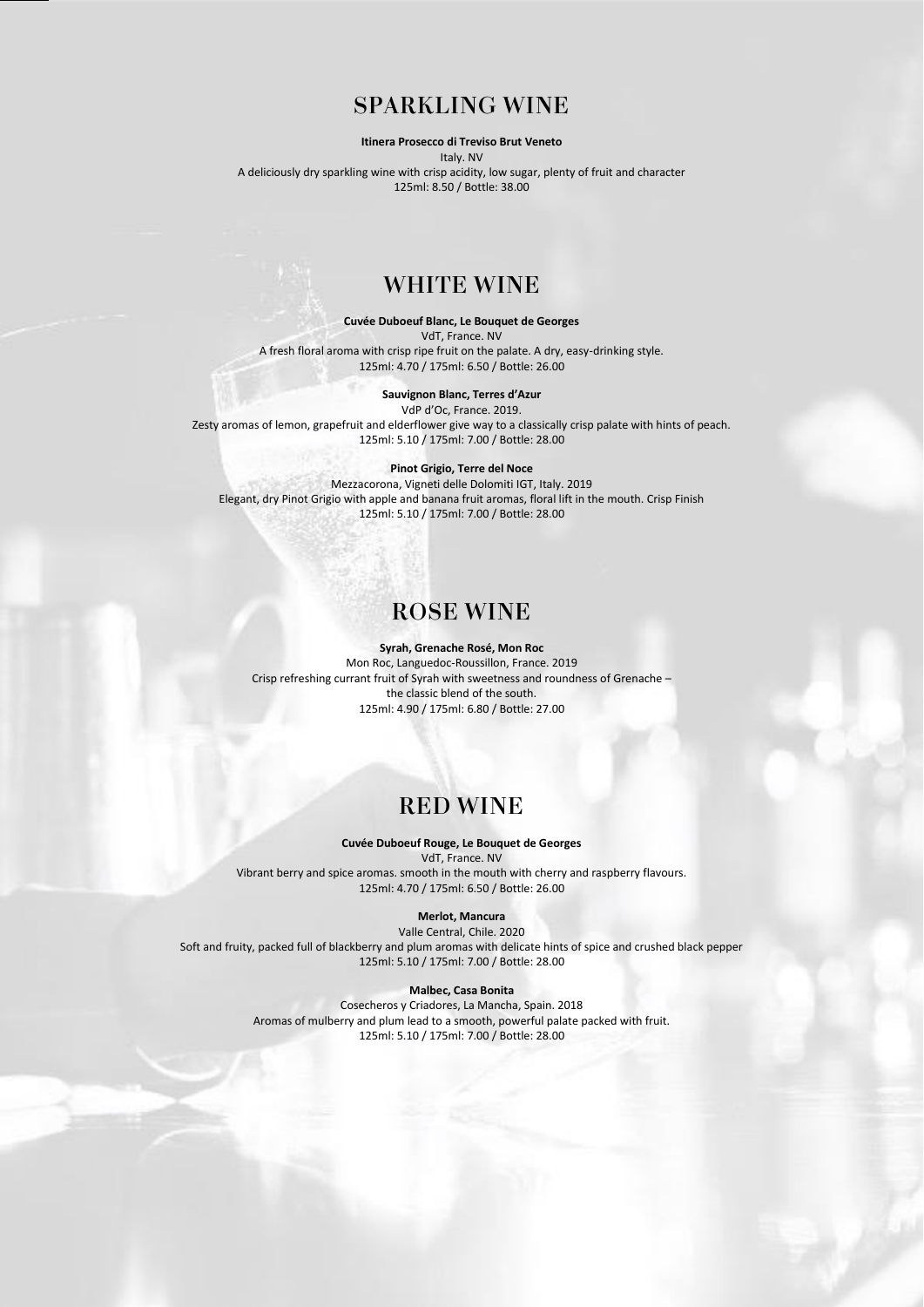## SPARKLING WINE

**Itinera Prosecco di Treviso Brut Veneto**

Italy. NV

A deliciously dry sparkling wine with crisp acidity, low sugar, plenty of fruit and character

125ml: 8.50 / Bottle: 38.00

## WHITE WINE

**Cuvée Duboeuf Blanc, Le Bouquet de Georges**

VdT, France. NV

A fresh floral aroma with crisp ripe fruit on the palate. A dry, easy-drinking style.

125ml: 4.70 / 175ml: 6.50 / Bottle: 26.00

**Sauvignon Blanc, Terres d'Azur**

VdP d'Oc, France. 2019.

Zesty aromas of lemon, grapefruit and elderflower give way to a classically crisp palate with hints of peach.

125ml: 5.10 / 175ml: 7.00 / Bottle: 28.00

**Pinot Grigio, Terre del Noce**

Mezzacorona, Vigneti delle Dolomiti IGT, Italy. 2019

Elegant, dry Pinot Grigio with apple and banana fruit aromas, floral lift in the mouth. Crisp Finish

125ml: 5.10 / 175ml: 7.00 / Bottle: 28.00

## ROSE WINE

**Syrah, Grenache Rosé, Mon Roc**

Mon Roc, Languedoc-Roussillon, France. 2019

Crisp refreshing currant fruit of Syrah with sweetness and roundness of Grenache – the classic blend of the south.

125ml: 4.90 / 175ml: 6.80 / Bottle: 27.00

## RED WINE

**Cuvée Duboeuf Rouge, Le Bouquet de Georges**

VdT, France. NV

Vibrant berry and spice aromas. smooth in the mouth with cherry and raspberry flavours.

125ml: 4.70 / 175ml: 6.50 / Bottle: 26.00

**Merlot, Mancura**

Valle Central, Chile. 2020

Soft and fruity, packed full of blackberry and plum aromas with delicate hints of spice and crushed black pepper

125ml: 5.10 / 175ml: 7.00 / Bottle: 28.00

**Malbec, Casa Bonita**

Cosecheros y Criadores, La Mancha, Spain. 2018

Aromas of mulberry and plum lead to a smooth, powerful palate packed with fruit.

125ml: 5.10 / 175ml: 7.00 / Bottle: 28.00